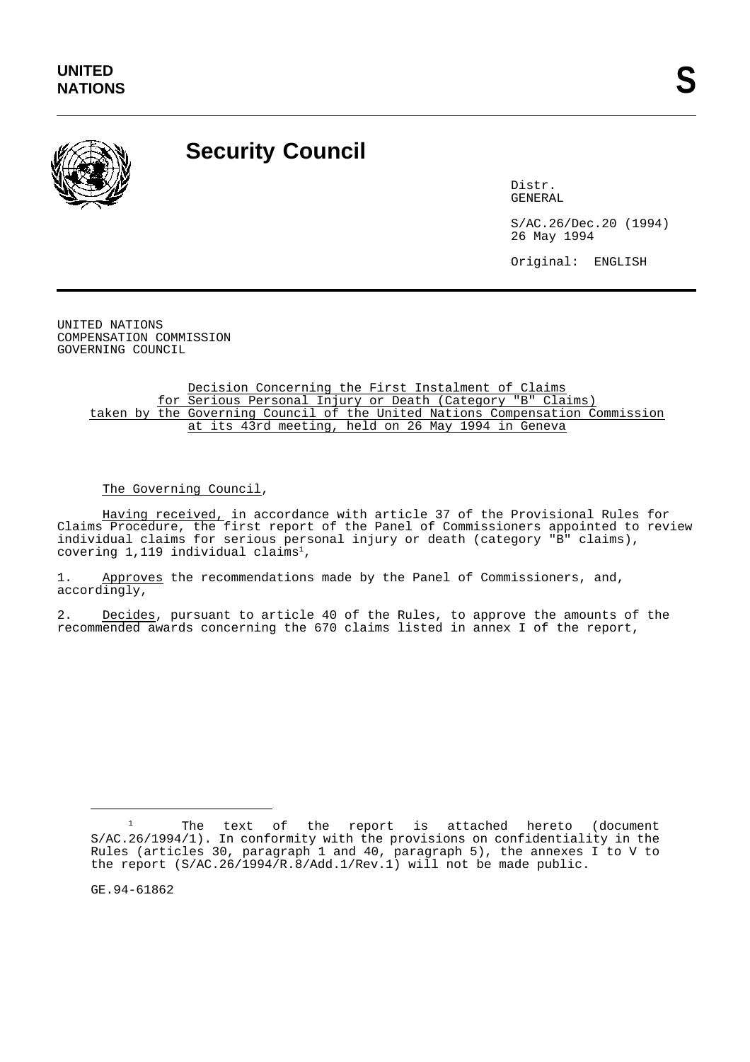UNITED NATIONS

S

# Security Council

Distr.
GENERAL

S/AC.26/Dec.20 (1994)
26 May 1994

Original: ENGLISH

UNITED NATIONS
COMPENSATION COMMISSION
GOVERNING COUNCIL

## Decision Concerning the First Instalment of Claims for Serious Personal Injury or Death (Category "B" Claims) taken by the Governing Council of the United Nations Compensation Commission at its 43rd meeting, held on 26 May 1994 in Geneva

The Governing Council,

Having received, in accordance with article 37 of the Provisional Rules for Claims Procedure, the first report of the Panel of Commissioners appointed to review individual claims for serious personal injury or death (category "B" claims), covering 1,119 individual claims[1],

1. Approves the recommendations made by the Panel of Commissioners, and, accordingly,

2. Decides, pursuant to article 40 of the Rules, to approve the amounts of the recommended awards concerning the 670 claims listed in annex I of the report,

---

[1] The text of the report is attached hereto (document S/AC.26/1994/1). In conformity with the provisions on confidentiality in the Rules (articles 30, paragraph 1 and 40, paragraph 5), the annexes I to V to the report (S/AC.26/1994/R.8/Add.1/Rev.1) will not be made public.

GE.94-61862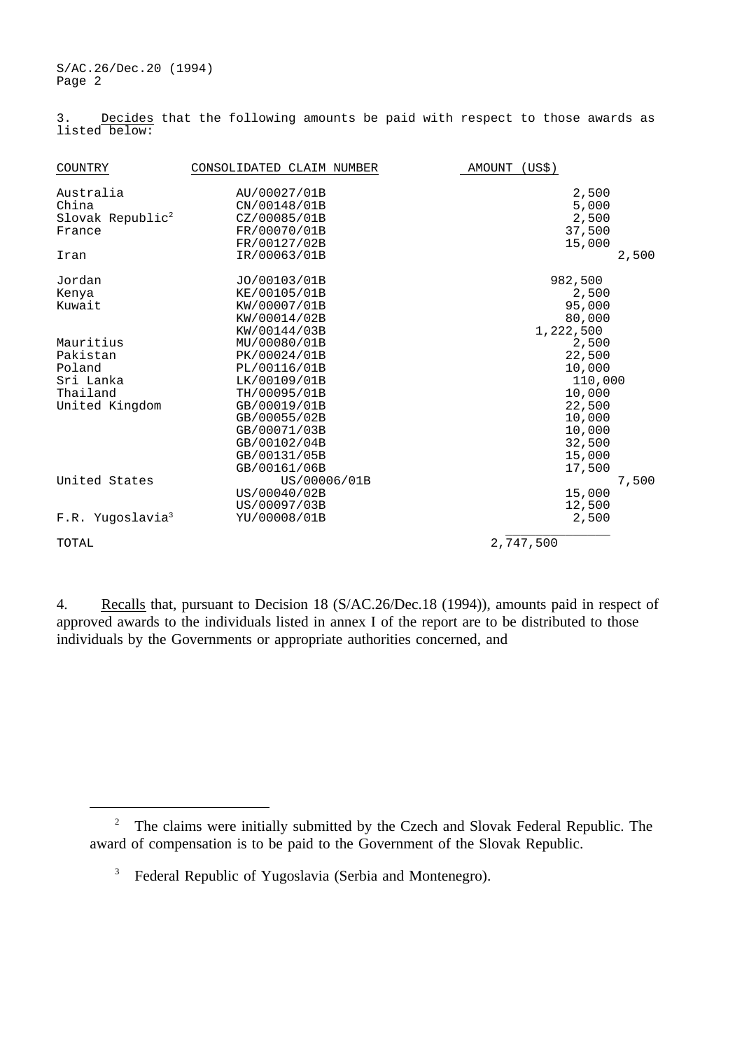3. Decides that the following amounts be paid with respect to those awards as listed below:

| COUNTRY | CONSOLIDATED CLAIM NUMBER | AMOUNT (US$) |
|---|---|---|
| Australia | AU/00027/01B | 2,500 |
| China | CN/00148/01B | 5,000 |
| Slovak Republic[2] | CZ/00085/01B | 2,500 |
| France | FR/00070/01B | 37,500 |
| | FR/00127/02B | 15,000 |
| Iran | IR/00063/01B | 2,500 |
| Jordan | JO/00103/01B | 982,500 |
| Kenya | KE/00105/01B | 2,500 |
| Kuwait | KW/00007/01B | 95,000 |
| | KW/00014/02B | 80,000 |
| | KW/00144/03B | 1,222,500 |
| Mauritius | MU/00080/01B | 2,500 |
| Pakistan | PK/00024/01B | 22,500 |
| Poland | PL/00116/01B | 10,000 |
| Sri Lanka | LK/00109/01B | 110,000 |
| Thailand | TH/00095/01B | 10,000 |
| United Kingdom | GB/00019/01B | 22,500 |
| | GB/00055/02B | 10,000 |
| | GB/00071/03B | 10,000 |
| | GB/00102/04B | 32,500 |
| | GB/00131/05B | 15,000 |
| | GB/00161/06B | 17,500 |
| United States | US/00006/01B | 7,500 |
| | US/00040/02B | 15,000 |
| | US/00097/03B | 12,500 |
| F.R. Yugoslavia[3] | YU/00008/01B | 2,500 |
| TOTAL | | 2,747,500 |

4. Recalls that, pursuant to Decision 18 (S/AC.26/Dec.18 (1994)), amounts paid in respect of approved awards to the individuals listed in annex I of the report are to be distributed to those individuals by the Governments or appropriate authorities concerned, and

[2] The claims were initially submitted by the Czech and Slovak Federal Republic. The award of compensation is to be paid to the Government of the Slovak Republic.

[3] Federal Republic of Yugoslavia (Serbia and Montenegro).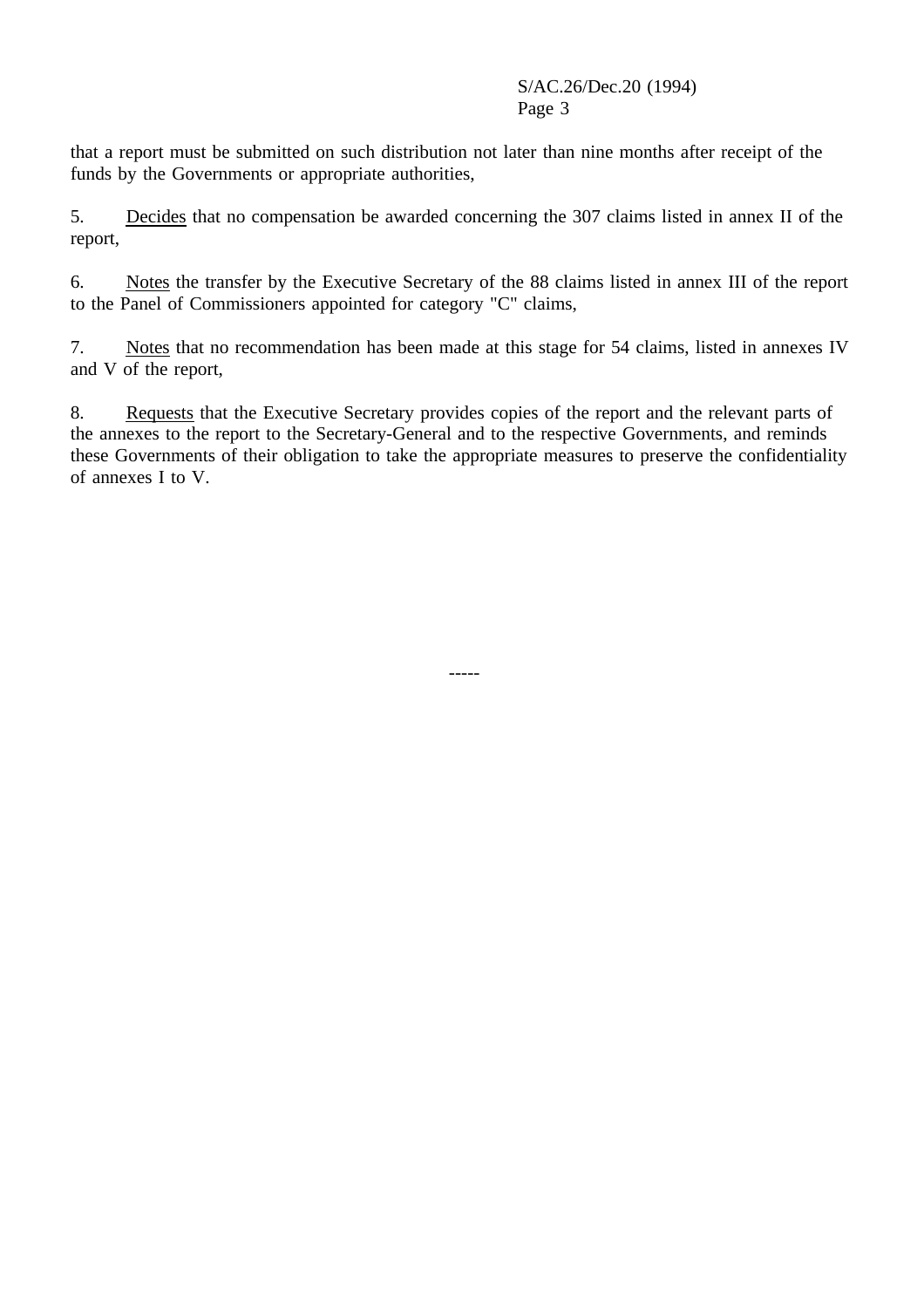that a report must be submitted on such distribution not later than nine months after receipt of the funds by the Governments or appropriate authorities,

5. Decides that no compensation be awarded concerning the 307 claims listed in annex II of the report,

6. Notes the transfer by the Executive Secretary of the 88 claims listed in annex III of the report to the Panel of Commissioners appointed for category "C" claims,

7. Notes that no recommendation has been made at this stage for 54 claims, listed in annexes IV and V of the report,

8. Requests that the Executive Secretary provides copies of the report and the relevant parts of the annexes to the report to the Secretary-General and to the respective Governments, and reminds these Governments of their obligation to take the appropriate measures to preserve the confidentiality of annexes I to V.

-----